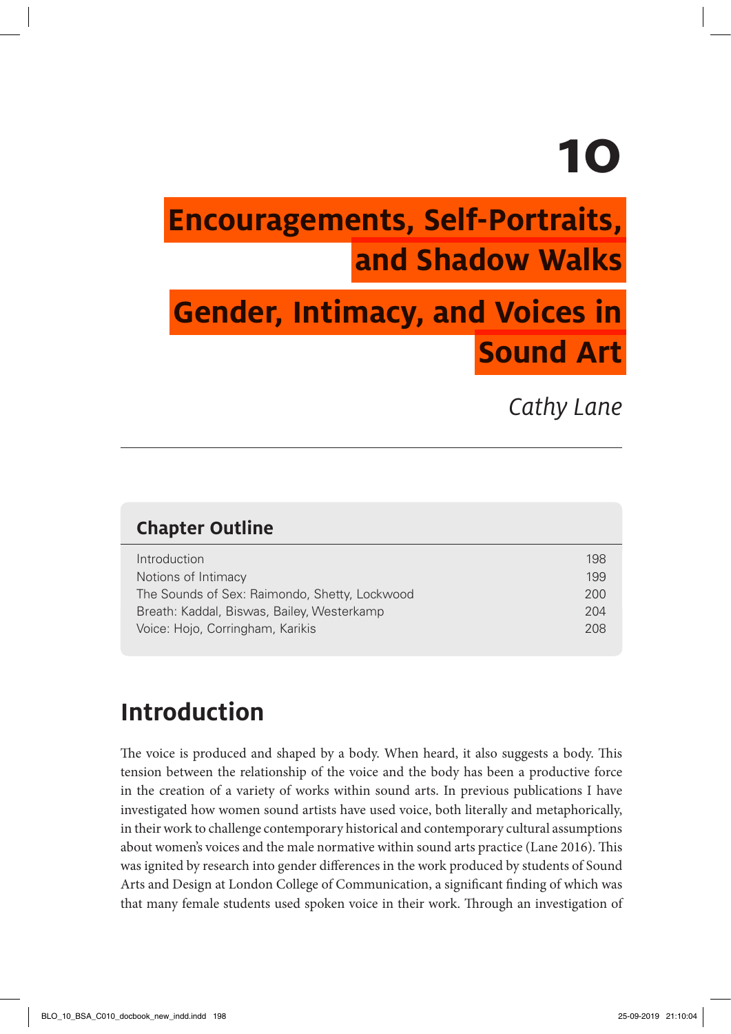# 10

# Encouragements, Self-Portraits, and Shadow Walks

## Gender, Intimacy, and Voices in Sound Art

*Cathy Lane*

---

**Chapter Outline**

| | |
|---|---|
| Introduction | 198 |
| Notions of Intimacy | 199 |
| The Sounds of Sex: Raimondo, Shetty, Lockwood | 200 |
| Breath: Kaddal, Biswas, Bailey, Westerkamp | 204 |
| Voice: Hojo, Corringham, Karikis | 208 |

## Introduction

The voice is produced and shaped by a body. When heard, it also suggests a body. This tension between the relationship of the voice and the body has been a productive force in the creation of a variety of works within sound arts. In previous publications I have investigated how women sound artists have used voice, both literally and metaphorically, in their work to challenge contemporary historical and contemporary cultural assumptions about women's voices and the male normative within sound arts practice (Lane 2016). This was ignited by research into gender differences in the work produced by students of Sound Arts and Design at London College of Communication, a significant finding of which was that many female students used spoken voice in their work. Through an investigation of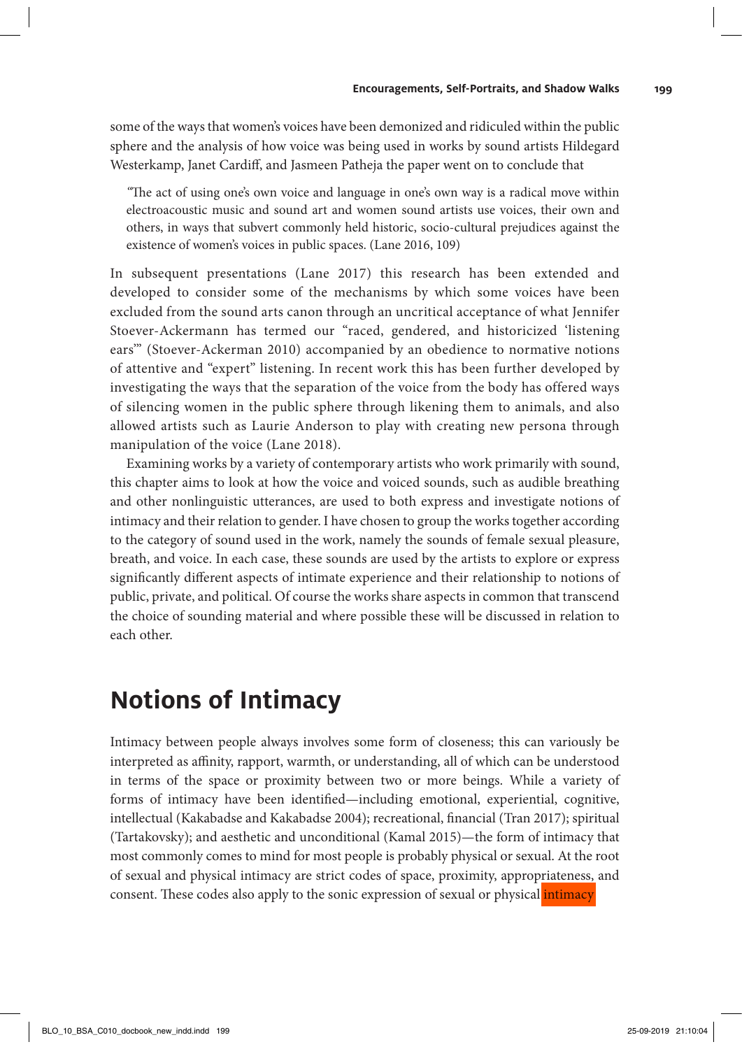some of the ways that women's voices have been demonized and ridiculed within the public sphere and the analysis of how voice was being used in works by sound artists Hildegard Westerkamp, Janet Cardiff, and Jasmeen Patheja the paper went on to conclude that

> "The act of using one's own voice and language in one's own way is a radical move within electroacoustic music and sound art and women sound artists use voices, their own and others, in ways that subvert commonly held historic, socio-cultural prejudices against the existence of women's voices in public spaces. (Lane 2016, 109)

In subsequent presentations (Lane 2017) this research has been extended and developed to consider some of the mechanisms by which some voices have been excluded from the sound arts canon through an uncritical acceptance of what Jennifer Stoever-Ackermann has termed our "raced, gendered, and historicized 'listening ears'" (Stoever-Ackerman 2010) accompanied by an obedience to normative notions of attentive and "expert" listening. In recent work this has been further developed by investigating the ways that the separation of the voice from the body has offered ways of silencing women in the public sphere through likening them to animals, and also allowed artists such as Laurie Anderson to play with creating new persona through manipulation of the voice (Lane 2018).

Examining works by a variety of contemporary artists who work primarily with sound, this chapter aims to look at how the voice and voiced sounds, such as audible breathing and other nonlinguistic utterances, are used to both express and investigate notions of intimacy and their relation to gender. I have chosen to group the works together according to the category of sound used in the work, namely the sounds of female sexual pleasure, breath, and voice. In each case, these sounds are used by the artists to explore or express significantly different aspects of intimate experience and their relationship to notions of public, private, and political. Of course the works share aspects in common that transcend the choice of sounding material and where possible these will be discussed in relation to each other.

## Notions of Intimacy

Intimacy between people always involves some form of closeness; this can variously be interpreted as affinity, rapport, warmth, or understanding, all of which can be understood in terms of the space or proximity between two or more beings. While a variety of forms of intimacy have been identified—including emotional, experiential, cognitive, intellectual (Kakabadse and Kakabadse 2004); recreational, financial (Tran 2017); spiritual (Tartakovsky); and aesthetic and unconditional (Kamal 2015)—the form of intimacy that most commonly comes to mind for most people is probably physical or sexual. At the root of sexual and physical intimacy are strict codes of space, proximity, appropriateness, and consent. These codes also apply to the sonic expression of sexual or physical intimacy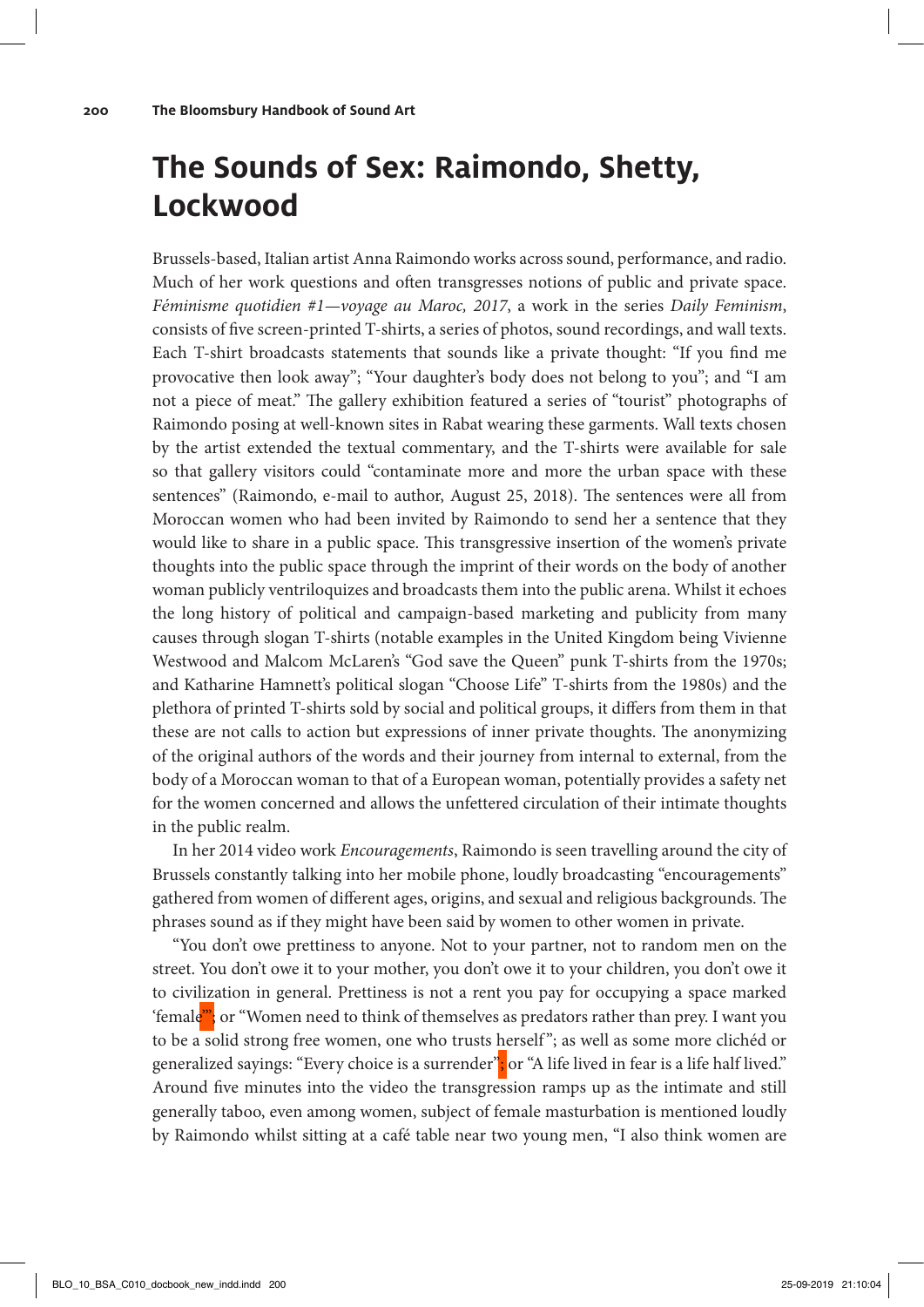# The Sounds of Sex: Raimondo, Shetty, Lockwood

Brussels-based, Italian artist Anna Raimondo works across sound, performance, and radio. Much of her work questions and often transgresses notions of public and private space. *Féminisme quotidien #1—voyage au Maroc, 2017*, a work in the series *Daily Feminism*, consists of five screen-printed T-shirts, a series of photos, sound recordings, and wall texts. Each T-shirt broadcasts statements that sounds like a private thought: "If you find me provocative then look away"; "Your daughter's body does not belong to you"; and "I am not a piece of meat." The gallery exhibition featured a series of "tourist" photographs of Raimondo posing at well-known sites in Rabat wearing these garments. Wall texts chosen by the artist extended the textual commentary, and the T-shirts were available for sale so that gallery visitors could "contaminate more and more the urban space with these sentences" (Raimondo, e-mail to author, August 25, 2018). The sentences were all from Moroccan women who had been invited by Raimondo to send her a sentence that they would like to share in a public space. This transgressive insertion of the women's private thoughts into the public space through the imprint of their words on the body of another woman publicly ventriloquizes and broadcasts them into the public arena. Whilst it echoes the long history of political and campaign-based marketing and publicity from many causes through slogan T-shirts (notable examples in the United Kingdom being Vivienne Westwood and Malcom McLaren's "God save the Queen" punk T-shirts from the 1970s; and Katharine Hamnett's political slogan "Choose Life" T-shirts from the 1980s) and the plethora of printed T-shirts sold by social and political groups, it differs from them in that these are not calls to action but expressions of inner private thoughts. The anonymizing of the original authors of the words and their journey from internal to external, from the body of a Moroccan woman to that of a European woman, potentially provides a safety net for the women concerned and allows the unfettered circulation of their intimate thoughts in the public realm.

In her 2014 video work *Encouragements*, Raimondo is seen travelling around the city of Brussels constantly talking into her mobile phone, loudly broadcasting "encouragements" gathered from women of different ages, origins, and sexual and religious backgrounds. The phrases sound as if they might have been said by women to other women in private.

"You don't owe prettiness to anyone. Not to your partner, not to random men on the street. You don't owe it to your mother, you don't owe it to your children, you don't owe it to civilization in general. Prettiness is not a rent you pay for occupying a space marked 'female'"; or "Women need to think of themselves as predators rather than prey. I want you to be a solid strong free women, one who trusts herself"; as well as some more clichéd or generalized sayings: "Every choice is a surrender"; or "A life lived in fear is a life half lived." Around five minutes into the video the transgression ramps up as the intimate and still generally taboo, even among women, subject of female masturbation is mentioned loudly by Raimondo whilst sitting at a café table near two young men, "I also think women are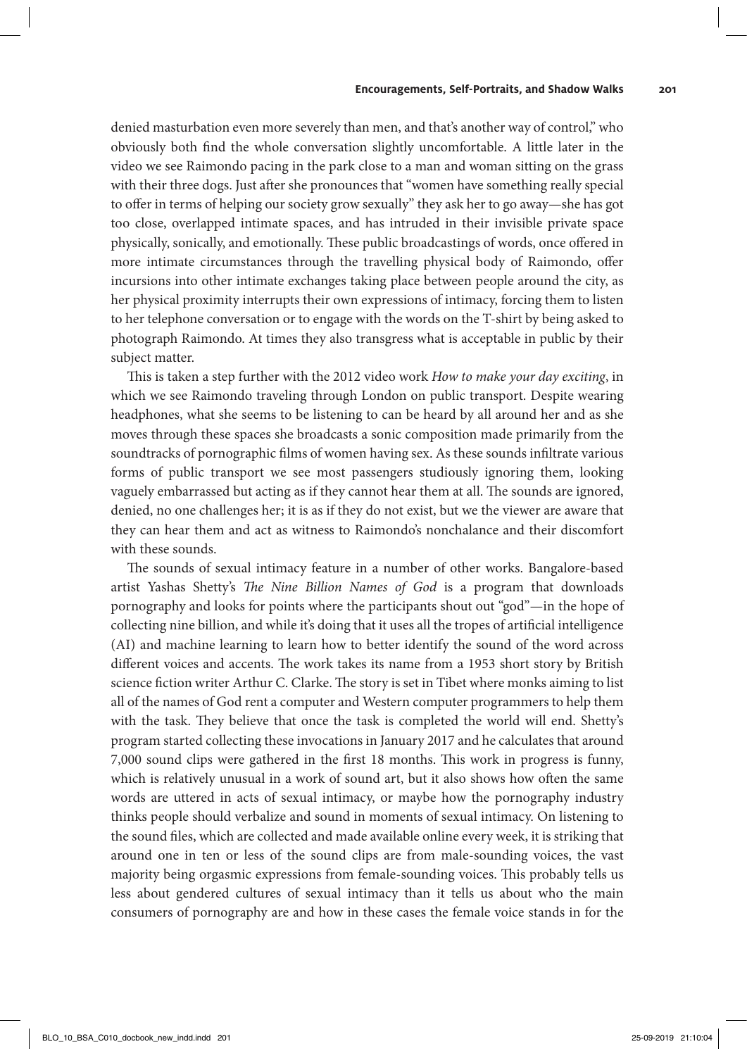denied masturbation even more severely than men, and that's another way of control," who obviously both find the whole conversation slightly uncomfortable. A little later in the video we see Raimondo pacing in the park close to a man and woman sitting on the grass with their three dogs. Just after she pronounces that "women have something really special to offer in terms of helping our society grow sexually" they ask her to go away—she has got too close, overlapped intimate spaces, and has intruded in their invisible private space physically, sonically, and emotionally. These public broadcastings of words, once offered in more intimate circumstances through the travelling physical body of Raimondo, offer incursions into other intimate exchanges taking place between people around the city, as her physical proximity interrupts their own expressions of intimacy, forcing them to listen to her telephone conversation or to engage with the words on the T-shirt by being asked to photograph Raimondo. At times they also transgress what is acceptable in public by their subject matter.

This is taken a step further with the 2012 video work *How to make your day exciting*, in which we see Raimondo traveling through London on public transport. Despite wearing headphones, what she seems to be listening to can be heard by all around her and as she moves through these spaces she broadcasts a sonic composition made primarily from the soundtracks of pornographic films of women having sex. As these sounds infiltrate various forms of public transport we see most passengers studiously ignoring them, looking vaguely embarrassed but acting as if they cannot hear them at all. The sounds are ignored, denied, no one challenges her; it is as if they do not exist, but we the viewer are aware that they can hear them and act as witness to Raimondo's nonchalance and their discomfort with these sounds.

The sounds of sexual intimacy feature in a number of other works. Bangalore-based artist Yashas Shetty's *The Nine Billion Names of God* is a program that downloads pornography and looks for points where the participants shout out "god"—in the hope of collecting nine billion, and while it's doing that it uses all the tropes of artificial intelligence (AI) and machine learning to learn how to better identify the sound of the word across different voices and accents. The work takes its name from a 1953 short story by British science fiction writer Arthur C. Clarke. The story is set in Tibet where monks aiming to list all of the names of God rent a computer and Western computer programmers to help them with the task. They believe that once the task is completed the world will end. Shetty's program started collecting these invocations in January 2017 and he calculates that around 7,000 sound clips were gathered in the first 18 months. This work in progress is funny, which is relatively unusual in a work of sound art, but it also shows how often the same words are uttered in acts of sexual intimacy, or maybe how the pornography industry thinks people should verbalize and sound in moments of sexual intimacy. On listening to the sound files, which are collected and made available online every week, it is striking that around one in ten or less of the sound clips are from male-sounding voices, the vast majority being orgasmic expressions from female-sounding voices. This probably tells us less about gendered cultures of sexual intimacy than it tells us about who the main consumers of pornography are and how in these cases the female voice stands in for the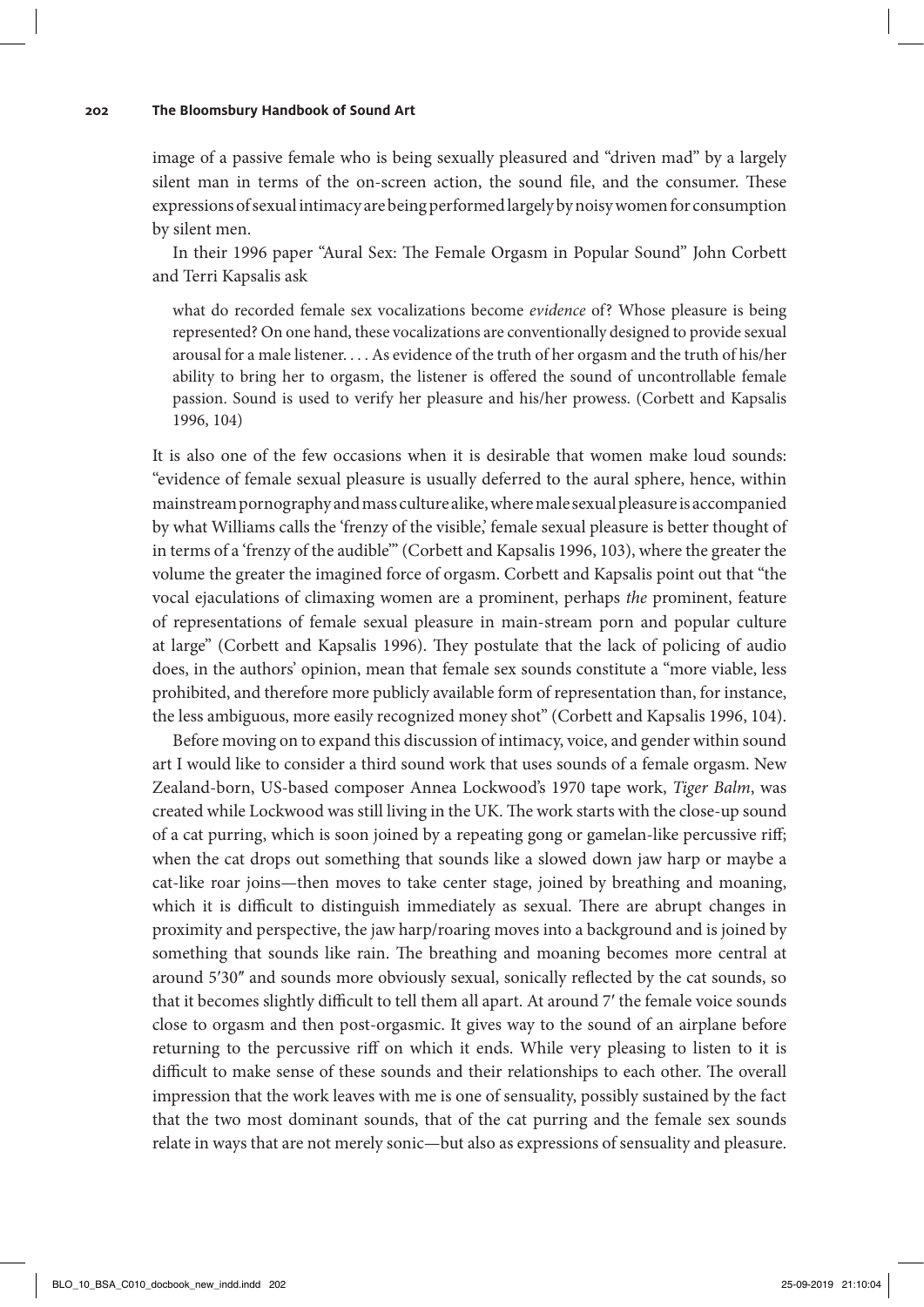image of a passive female who is being sexually pleasured and "driven mad" by a largely silent man in terms of the on-screen action, the sound file, and the consumer. These expressions of sexual intimacy are being performed largely by noisy women for consumption by silent men.

In their 1996 paper "Aural Sex: The Female Orgasm in Popular Sound" John Corbett and Terri Kapsalis ask

> what do recorded female sex vocalizations become *evidence* of? Whose pleasure is being represented? On one hand, these vocalizations are conventionally designed to provide sexual arousal for a male listener. . . . As evidence of the truth of her orgasm and the truth of his/her ability to bring her to orgasm, the listener is offered the sound of uncontrollable female passion. Sound is used to verify her pleasure and his/her prowess. (Corbett and Kapsalis 1996, 104)

It is also one of the few occasions when it is desirable that women make loud sounds: "evidence of female sexual pleasure is usually deferred to the aural sphere, hence, within mainstream pornography and mass culture alike, where male sexual pleasure is accompanied by what Williams calls the 'frenzy of the visible,' female sexual pleasure is better thought of in terms of a 'frenzy of the audible'" (Corbett and Kapsalis 1996, 103), where the greater the volume the greater the imagined force of orgasm. Corbett and Kapsalis point out that "the vocal ejaculations of climaxing women are a prominent, perhaps *the* prominent, feature of representations of female sexual pleasure in main-stream porn and popular culture at large" (Corbett and Kapsalis 1996). They postulate that the lack of policing of audio does, in the authors' opinion, mean that female sex sounds constitute a "more viable, less prohibited, and therefore more publicly available form of representation than, for instance, the less ambiguous, more easily recognized money shot" (Corbett and Kapsalis 1996, 104).

Before moving on to expand this discussion of intimacy, voice, and gender within sound art I would like to consider a third sound work that uses sounds of a female orgasm. New Zealand-born, US-based composer Annea Lockwood's 1970 tape work, *Tiger Balm*, was created while Lockwood was still living in the UK. The work starts with the close-up sound of a cat purring, which is soon joined by a repeating gong or gamelan-like percussive riff; when the cat drops out something that sounds like a slowed down jaw harp or maybe a cat-like roar joins—then moves to take center stage, joined by breathing and moaning, which it is difficult to distinguish immediately as sexual. There are abrupt changes in proximity and perspective, the jaw harp/roaring moves into a background and is joined by something that sounds like rain. The breathing and moaning becomes more central at around 5′30″ and sounds more obviously sexual, sonically reflected by the cat sounds, so that it becomes slightly difficult to tell them all apart. At around 7′ the female voice sounds close to orgasm and then post-orgasmic. It gives way to the sound of an airplane before returning to the percussive riff on which it ends. While very pleasing to listen to it is difficult to make sense of these sounds and their relationships to each other. The overall impression that the work leaves with me is one of sensuality, possibly sustained by the fact that the two most dominant sounds, that of the cat purring and the female sex sounds relate in ways that are not merely sonic—but also as expressions of sensuality and pleasure.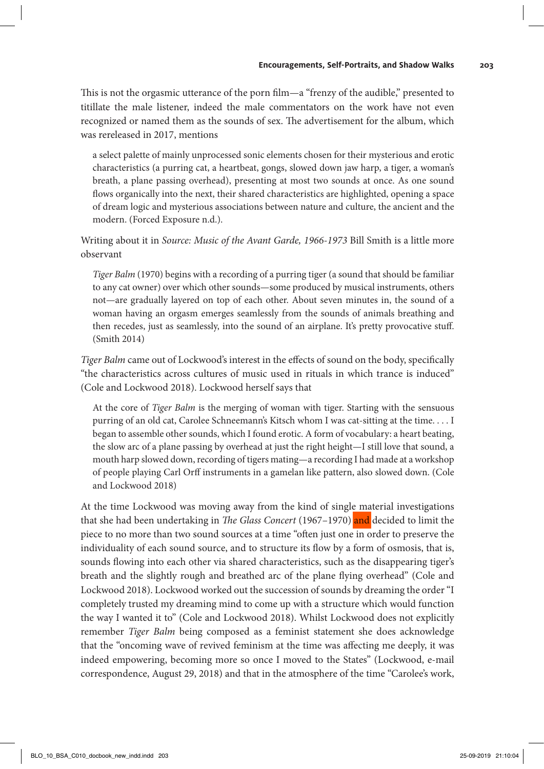This is not the orgasmic utterance of the porn film—a "frenzy of the audible," presented to titillate the male listener, indeed the male commentators on the work have not even recognized or named them as the sounds of sex. The advertisement for the album, which was rereleased in 2017, mentions

> a select palette of mainly unprocessed sonic elements chosen for their mysterious and erotic characteristics (a purring cat, a heartbeat, gongs, slowed down jaw harp, a tiger, a woman's breath, a plane passing overhead), presenting at most two sounds at once. As one sound flows organically into the next, their shared characteristics are highlighted, opening a space of dream logic and mysterious associations between nature and culture, the ancient and the modern. (Forced Exposure n.d.).

Writing about it in *Source: Music of the Avant Garde, 1966-1973* Bill Smith is a little more observant

> *Tiger Balm* (1970) begins with a recording of a purring tiger (a sound that should be familiar to any cat owner) over which other sounds—some produced by musical instruments, others not—are gradually layered on top of each other. About seven minutes in, the sound of a woman having an orgasm emerges seamlessly from the sounds of animals breathing and then recedes, just as seamlessly, into the sound of an airplane. It's pretty provocative stuff. (Smith 2014)

*Tiger Balm* came out of Lockwood's interest in the effects of sound on the body, specifically "the characteristics across cultures of music used in rituals in which trance is induced" (Cole and Lockwood 2018). Lockwood herself says that

> At the core of *Tiger Balm* is the merging of woman with tiger. Starting with the sensuous purring of an old cat, Carolee Schneemann's Kitsch whom I was cat-sitting at the time. . . . I began to assemble other sounds, which I found erotic. A form of vocabulary: a heart beating, the slow arc of a plane passing by overhead at just the right height—I still love that sound, a mouth harp slowed down, recording of tigers mating—a recording I had made at a workshop of people playing Carl Orff instruments in a gamelan like pattern, also slowed down. (Cole and Lockwood 2018)

At the time Lockwood was moving away from the kind of single material investigations that she had been undertaking in *The Glass Concert* (1967–1970) and decided to limit the piece to no more than two sound sources at a time "often just one in order to preserve the individuality of each sound source, and to structure its flow by a form of osmosis, that is, sounds flowing into each other via shared characteristics, such as the disappearing tiger's breath and the slightly rough and breathed arc of the plane flying overhead" (Cole and Lockwood 2018). Lockwood worked out the succession of sounds by dreaming the order "I completely trusted my dreaming mind to come up with a structure which would function the way I wanted it to" (Cole and Lockwood 2018). Whilst Lockwood does not explicitly remember *Tiger Balm* being composed as a feminist statement she does acknowledge that the "oncoming wave of revived feminism at the time was affecting me deeply, it was indeed empowering, becoming more so once I moved to the States" (Lockwood, e-mail correspondence, August 29, 2018) and that in the atmosphere of the time "Carolee's work,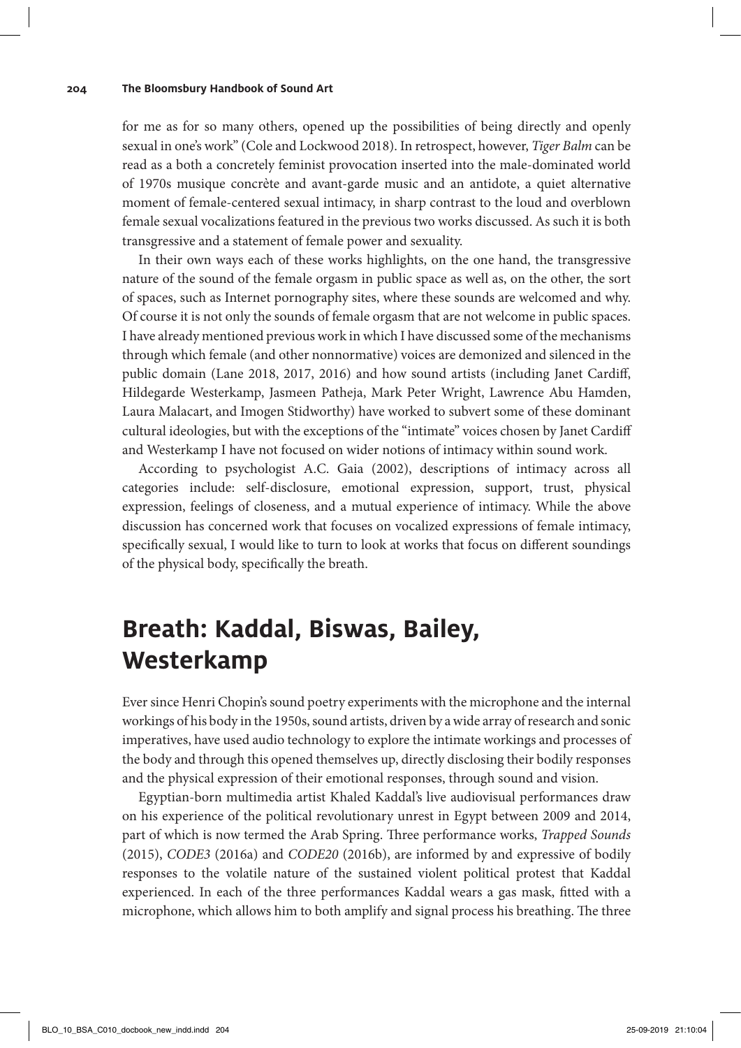for me as for so many others, opened up the possibilities of being directly and openly sexual in one's work" (Cole and Lockwood 2018). In retrospect, however, *Tiger Balm* can be read as a both a concretely feminist provocation inserted into the male-dominated world of 1970s musique concrète and avant-garde music and an antidote, a quiet alternative moment of female-centered sexual intimacy, in sharp contrast to the loud and overblown female sexual vocalizations featured in the previous two works discussed. As such it is both transgressive and a statement of female power and sexuality.

In their own ways each of these works highlights, on the one hand, the transgressive nature of the sound of the female orgasm in public space as well as, on the other, the sort of spaces, such as Internet pornography sites, where these sounds are welcomed and why. Of course it is not only the sounds of female orgasm that are not welcome in public spaces. I have already mentioned previous work in which I have discussed some of the mechanisms through which female (and other nonnormative) voices are demonized and silenced in the public domain (Lane 2018, 2017, 2016) and how sound artists (including Janet Cardiff, Hildegarde Westerkamp, Jasmeen Patheja, Mark Peter Wright, Lawrence Abu Hamden, Laura Malacart, and Imogen Stidworthy) have worked to subvert some of these dominant cultural ideologies, but with the exceptions of the "intimate" voices chosen by Janet Cardiff and Westerkamp I have not focused on wider notions of intimacy within sound work.

According to psychologist A.C. Gaia (2002), descriptions of intimacy across all categories include: self-disclosure, emotional expression, support, trust, physical expression, feelings of closeness, and a mutual experience of intimacy. While the above discussion has concerned work that focuses on vocalized expressions of female intimacy, specifically sexual, I would like to turn to look at works that focus on different soundings of the physical body, specifically the breath.

## Breath: Kaddal, Biswas, Bailey, Westerkamp

Ever since Henri Chopin's sound poetry experiments with the microphone and the internal workings of his body in the 1950s, sound artists, driven by a wide array of research and sonic imperatives, have used audio technology to explore the intimate workings and processes of the body and through this opened themselves up, directly disclosing their bodily responses and the physical expression of their emotional responses, through sound and vision.

Egyptian-born multimedia artist Khaled Kaddal's live audiovisual performances draw on his experience of the political revolutionary unrest in Egypt between 2009 and 2014, part of which is now termed the Arab Spring. Three performance works, *Trapped Sounds* (2015), *CODE3* (2016a) and *CODE20* (2016b), are informed by and expressive of bodily responses to the volatile nature of the sustained violent political protest that Kaddal experienced. In each of the three performances Kaddal wears a gas mask, fitted with a microphone, which allows him to both amplify and signal process his breathing. The three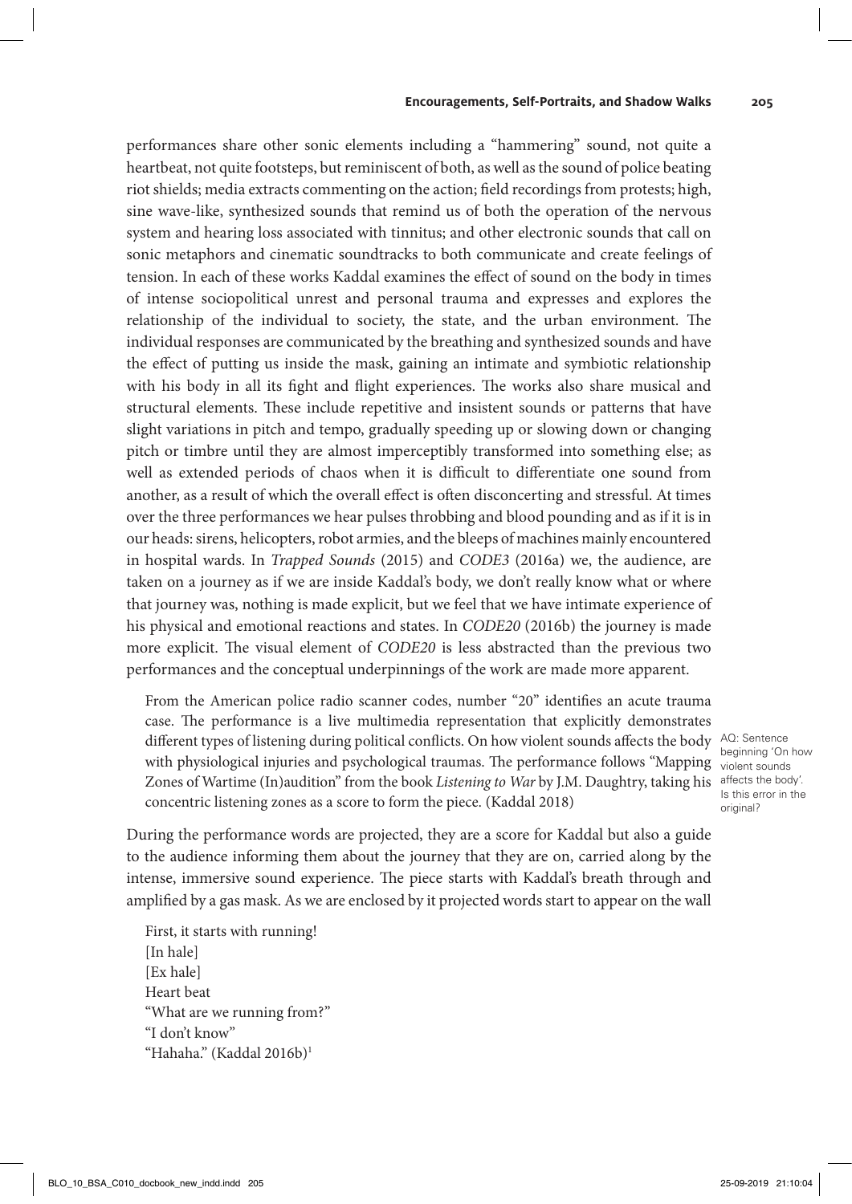performances share other sonic elements including a "hammering" sound, not quite a heartbeat, not quite footsteps, but reminiscent of both, as well as the sound of police beating riot shields; media extracts commenting on the action; field recordings from protests; high, sine wave-like, synthesized sounds that remind us of both the operation of the nervous system and hearing loss associated with tinnitus; and other electronic sounds that call on sonic metaphors and cinematic soundtracks to both communicate and create feelings of tension. In each of these works Kaddal examines the effect of sound on the body in times of intense sociopolitical unrest and personal trauma and expresses and explores the relationship of the individual to society, the state, and the urban environment. The individual responses are communicated by the breathing and synthesized sounds and have the effect of putting us inside the mask, gaining an intimate and symbiotic relationship with his body in all its fight and flight experiences. The works also share musical and structural elements. These include repetitive and insistent sounds or patterns that have slight variations in pitch and tempo, gradually speeding up or slowing down or changing pitch or timbre until they are almost imperceptibly transformed into something else; as well as extended periods of chaos when it is difficult to differentiate one sound from another, as a result of which the overall effect is often disconcerting and stressful. At times over the three performances we hear pulses throbbing and blood pounding and as if it is in our heads: sirens, helicopters, robot armies, and the bleeps of machines mainly encountered in hospital wards. In *Trapped Sounds* (2015) and *CODE3* (2016a) we, the audience, are taken on a journey as if we are inside Kaddal's body, we don't really know what or where that journey was, nothing is made explicit, but we feel that we have intimate experience of his physical and emotional reactions and states. In *CODE20* (2016b) the journey is made more explicit. The visual element of *CODE20* is less abstracted than the previous two performances and the conceptual underpinnings of the work are made more apparent.

> From the American police radio scanner codes, number "20" identifies an acute trauma case. The performance is a live multimedia representation that explicitly demonstrates different types of listening during political conflicts. On how violent sounds affects the body with physiological injuries and psychological traumas. The performance follows "Mapping Zones of Wartime (In)audition" from the book *Listening to War* by J.M. Daughtry, taking his concentric listening zones as a score to form the piece. (Kaddal 2018)

AQ: Sentence beginning 'On how violent sounds affects the body'. Is this error in the original?

During the performance words are projected, they are a score for Kaddal but also a guide to the audience informing them about the journey that they are on, carried along by the intense, immersive sound experience. The piece starts with Kaddal's breath through and amplified by a gas mask. As we are enclosed by it projected words start to appear on the wall

> First, it starts with running!
> [In hale]
> [Ex hale]
> Heart beat
> "What are we running from?"
> "I don't know"
> "Hahaha." (Kaddal 2016b)[1]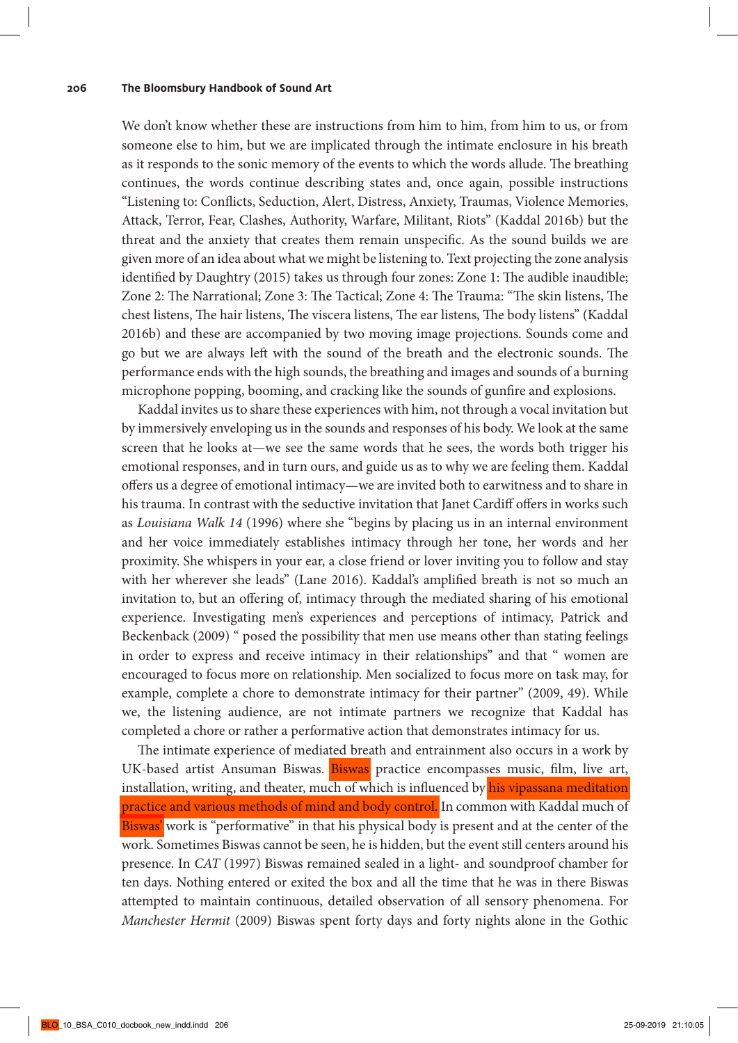We don't know whether these are instructions from him to him, from him to us, or from someone else to him, but we are implicated through the intimate enclosure in his breath as it responds to the sonic memory of the events to which the words allude. The breathing continues, the words continue describing states and, once again, possible instructions "Listening to: Conflicts, Seduction, Alert, Distress, Anxiety, Traumas, Violence Memories, Attack, Terror, Fear, Clashes, Authority, Warfare, Militant, Riots" (Kaddal 2016b) but the threat and the anxiety that creates them remain unspecific. As the sound builds we are given more of an idea about what we might be listening to. Text projecting the zone analysis identified by Daughtry (2015) takes us through four zones: Zone 1: The audible inaudible; Zone 2: The Narrational; Zone 3: The Tactical; Zone 4: The Trauma: "The skin listens, The chest listens, The hair listens, The viscera listens, The ear listens, The body listens" (Kaddal 2016b) and these are accompanied by two moving image projections. Sounds come and go but we are always left with the sound of the breath and the electronic sounds. The performance ends with the high sounds, the breathing and images and sounds of a burning microphone popping, booming, and cracking like the sounds of gunfire and explosions.

Kaddal invites us to share these experiences with him, not through a vocal invitation but by immersively enveloping us in the sounds and responses of his body. We look at the same screen that he looks at—we see the same words that he sees, the words both trigger his emotional responses, and in turn ours, and guide us as to why we are feeling them. Kaddal offers us a degree of emotional intimacy—we are invited both to earwitness and to share in his trauma. In contrast with the seductive invitation that Janet Cardiff offers in works such as *Louisiana Walk 14* (1996) where she "begins by placing us in an internal environment and her voice immediately establishes intimacy through her tone, her words and her proximity. She whispers in your ear, a close friend or lover inviting you to follow and stay with her wherever she leads" (Lane 2016). Kaddal's amplified breath is not so much an invitation to, but an offering of, intimacy through the mediated sharing of his emotional experience. Investigating men's experiences and perceptions of intimacy, Patrick and Beckenback (2009) " posed the possibility that men use means other than stating feelings in order to express and receive intimacy in their relationships" and that " women are encouraged to focus more on relationship. Men socialized to focus more on task may, for example, complete a chore to demonstrate intimacy for their partner" (2009, 49). While we, the listening audience, are not intimate partners we recognize that Kaddal has completed a chore or rather a performative action that demonstrates intimacy for us.

The intimate experience of mediated breath and entrainment also occurs in a work by UK-based artist Ansuman Biswas. Biswas practice encompasses music, film, live art, installation, writing, and theater, much of which is influenced by his vipassana meditation practice and various methods of mind and body control. In common with Kaddal much of Biswas' work is "performative" in that his physical body is present and at the center of the work. Sometimes Biswas cannot be seen, he is hidden, but the event still centers around his presence. In *CAT* (1997) Biswas remained sealed in a light- and soundproof chamber for ten days. Nothing entered or exited the box and all the time that he was in there Biswas attempted to maintain continuous, detailed observation of all sensory phenomena. For *Manchester Hermit* (2009) Biswas spent forty days and forty nights alone in the Gothic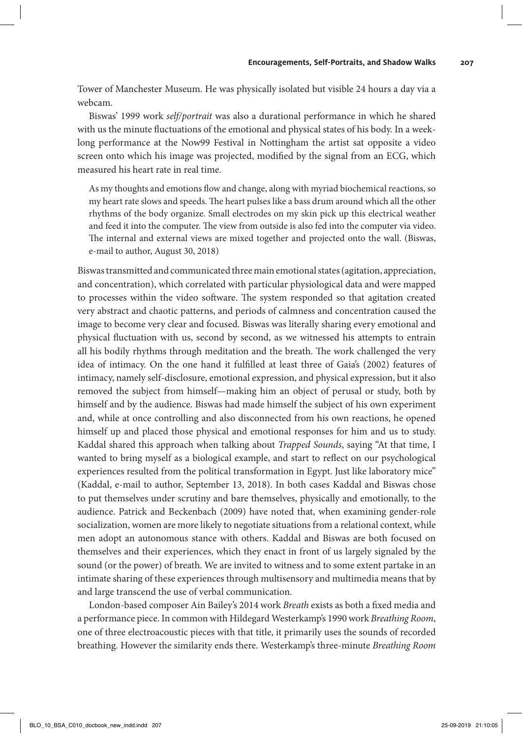Tower of Manchester Museum. He was physically isolated but visible 24 hours a day via a webcam.

Biswas' 1999 work *self/portrait* was also a durational performance in which he shared with us the minute fluctuations of the emotional and physical states of his body. In a week-long performance at the Now99 Festival in Nottingham the artist sat opposite a video screen onto which his image was projected, modified by the signal from an ECG, which measured his heart rate in real time.

> As my thoughts and emotions flow and change, along with myriad biochemical reactions, so my heart rate slows and speeds. The heart pulses like a bass drum around which all the other rhythms of the body organize. Small electrodes on my skin pick up this electrical weather and feed it into the computer. The view from outside is also fed into the computer via video. The internal and external views are mixed together and projected onto the wall. (Biswas, e-mail to author, August 30, 2018)

Biswas transmitted and communicated three main emotional states (agitation, appreciation, and concentration), which correlated with particular physiological data and were mapped to processes within the video software. The system responded so that agitation created very abstract and chaotic patterns, and periods of calmness and concentration caused the image to become very clear and focused. Biswas was literally sharing every emotional and physical fluctuation with us, second by second, as we witnessed his attempts to entrain all his bodily rhythms through meditation and the breath. The work challenged the very idea of intimacy. On the one hand it fulfilled at least three of Gaia's (2002) features of intimacy, namely self-disclosure, emotional expression, and physical expression, but it also removed the subject from himself—making him an object of perusal or study, both by himself and by the audience. Biswas had made himself the subject of his own experiment and, while at once controlling and also disconnected from his own reactions, he opened himself up and placed those physical and emotional responses for him and us to study. Kaddal shared this approach when talking about *Trapped Sounds*, saying "At that time, I wanted to bring myself as a biological example, and start to reflect on our psychological experiences resulted from the political transformation in Egypt. Just like laboratory mice" (Kaddal, e-mail to author, September 13, 2018). In both cases Kaddal and Biswas chose to put themselves under scrutiny and bare themselves, physically and emotionally, to the audience. Patrick and Beckenbach (2009) have noted that, when examining gender-role socialization, women are more likely to negotiate situations from a relational context, while men adopt an autonomous stance with others. Kaddal and Biswas are both focused on themselves and their experiences, which they enact in front of us largely signaled by the sound (or the power) of breath. We are invited to witness and to some extent partake in an intimate sharing of these experiences through multisensory and multimedia means that by and large transcend the use of verbal communication.

London-based composer Ain Bailey's 2014 work *Breath* exists as both a fixed media and a performance piece. In common with Hildegard Westerkamp's 1990 work *Breathing Room*, one of three electroacoustic pieces with that title, it primarily uses the sounds of recorded breathing. However the similarity ends there. Westerkamp's three-minute *Breathing Room*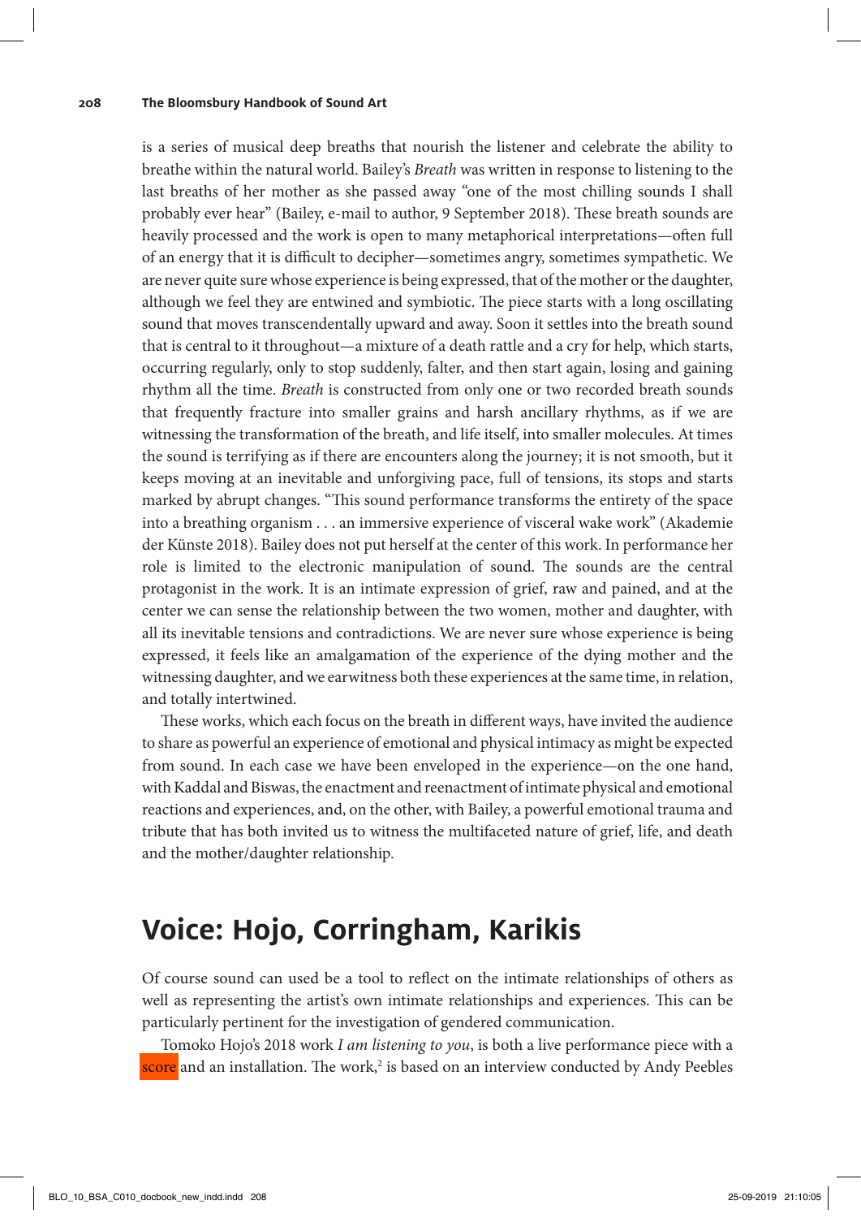is a series of musical deep breaths that nourish the listener and celebrate the ability to breathe within the natural world. Bailey's *Breath* was written in response to listening to the last breaths of her mother as she passed away "one of the most chilling sounds I shall probably ever hear" (Bailey, e-mail to author, 9 September 2018). These breath sounds are heavily processed and the work is open to many metaphorical interpretations—often full of an energy that it is difficult to decipher—sometimes angry, sometimes sympathetic. We are never quite sure whose experience is being expressed, that of the mother or the daughter, although we feel they are entwined and symbiotic. The piece starts with a long oscillating sound that moves transcendentally upward and away. Soon it settles into the breath sound that is central to it throughout—a mixture of a death rattle and a cry for help, which starts, occurring regularly, only to stop suddenly, falter, and then start again, losing and gaining rhythm all the time. *Breath* is constructed from only one or two recorded breath sounds that frequently fracture into smaller grains and harsh ancillary rhythms, as if we are witnessing the transformation of the breath, and life itself, into smaller molecules. At times the sound is terrifying as if there are encounters along the journey; it is not smooth, but it keeps moving at an inevitable and unforgiving pace, full of tensions, its stops and starts marked by abrupt changes. "This sound performance transforms the entirety of the space into a breathing organism . . . an immersive experience of visceral wake work" (Akademie der Künste 2018). Bailey does not put herself at the center of this work. In performance her role is limited to the electronic manipulation of sound. The sounds are the central protagonist in the work. It is an intimate expression of grief, raw and pained, and at the center we can sense the relationship between the two women, mother and daughter, with all its inevitable tensions and contradictions. We are never sure whose experience is being expressed, it feels like an amalgamation of the experience of the dying mother and the witnessing daughter, and we earwitness both these experiences at the same time, in relation, and totally intertwined.

These works, which each focus on the breath in different ways, have invited the audience to share as powerful an experience of emotional and physical intimacy as might be expected from sound. In each case we have been enveloped in the experience—on the one hand, with Kaddal and Biswas, the enactment and reenactment of intimate physical and emotional reactions and experiences, and, on the other, with Bailey, a powerful emotional trauma and tribute that has both invited us to witness the multifaceted nature of grief, life, and death and the mother/daughter relationship.

## Voice: Hojo, Corringham, Karikis

Of course sound can used be a tool to reflect on the intimate relationships of others as well as representing the artist's own intimate relationships and experiences. This can be particularly pertinent for the investigation of gendered communication.

Tomoko Hojo's 2018 work *I am listening to you*, is both a live performance piece with a score and an installation. The work,[2] is based on an interview conducted by Andy Peebles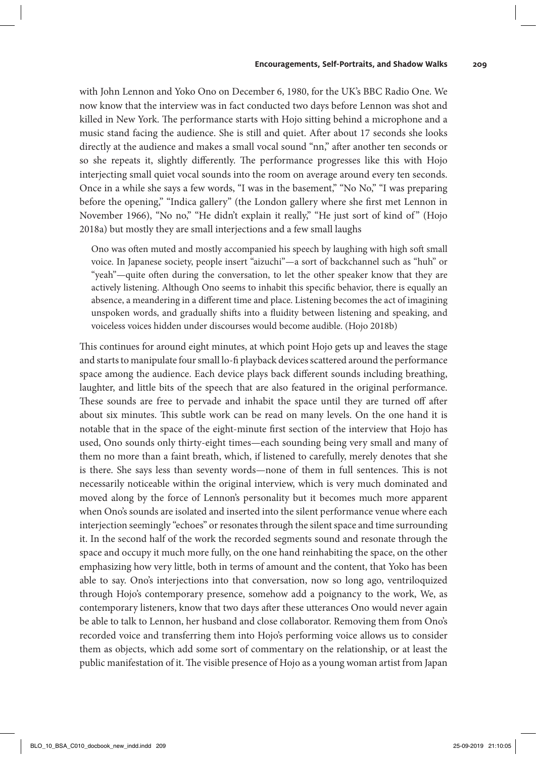with John Lennon and Yoko Ono on December 6, 1980, for the UK's BBC Radio One. We now know that the interview was in fact conducted two days before Lennon was shot and killed in New York. The performance starts with Hojo sitting behind a microphone and a music stand facing the audience. She is still and quiet. After about 17 seconds she looks directly at the audience and makes a small vocal sound "nn," after another ten seconds or so she repeats it, slightly differently. The performance progresses like this with Hojo interjecting small quiet vocal sounds into the room on average around every ten seconds. Once in a while she says a few words, "I was in the basement," "No No," "I was preparing before the opening," "Indica gallery" (the London gallery where she first met Lennon in November 1966), "No no," "He didn't explain it really," "He just sort of kind of" (Hojo 2018a) but mostly they are small interjections and a few small laughs

> Ono was often muted and mostly accompanied his speech by laughing with high soft small voice. In Japanese society, people insert "aizuchi"—a sort of backchannel such as "huh" or "yeah"—quite often during the conversation, to let the other speaker know that they are actively listening. Although Ono seems to inhabit this specific behavior, there is equally an absence, a meandering in a different time and place. Listening becomes the act of imagining unspoken words, and gradually shifts into a fluidity between listening and speaking, and voiceless voices hidden under discourses would become audible. (Hojo 2018b)

This continues for around eight minutes, at which point Hojo gets up and leaves the stage and starts to manipulate four small lo-fi playback devices scattered around the performance space among the audience. Each device plays back different sounds including breathing, laughter, and little bits of the speech that are also featured in the original performance. These sounds are free to pervade and inhabit the space until they are turned off after about six minutes. This subtle work can be read on many levels. On the one hand it is notable that in the space of the eight-minute first section of the interview that Hojo has used, Ono sounds only thirty-eight times—each sounding being very small and many of them no more than a faint breath, which, if listened to carefully, merely denotes that she is there. She says less than seventy words—none of them in full sentences. This is not necessarily noticeable within the original interview, which is very much dominated and moved along by the force of Lennon's personality but it becomes much more apparent when Ono's sounds are isolated and inserted into the silent performance venue where each interjection seemingly "echoes" or resonates through the silent space and time surrounding it. In the second half of the work the recorded segments sound and resonate through the space and occupy it much more fully, on the one hand reinhabiting the space, on the other emphasizing how very little, both in terms of amount and the content, that Yoko has been able to say. Ono's interjections into that conversation, now so long ago, ventriloquized through Hojo's contemporary presence, somehow add a poignancy to the work, We, as contemporary listeners, know that two days after these utterances Ono would never again be able to talk to Lennon, her husband and close collaborator. Removing them from Ono's recorded voice and transferring them into Hojo's performing voice allows us to consider them as objects, which add some sort of commentary on the relationship, or at least the public manifestation of it. The visible presence of Hojo as a young woman artist from Japan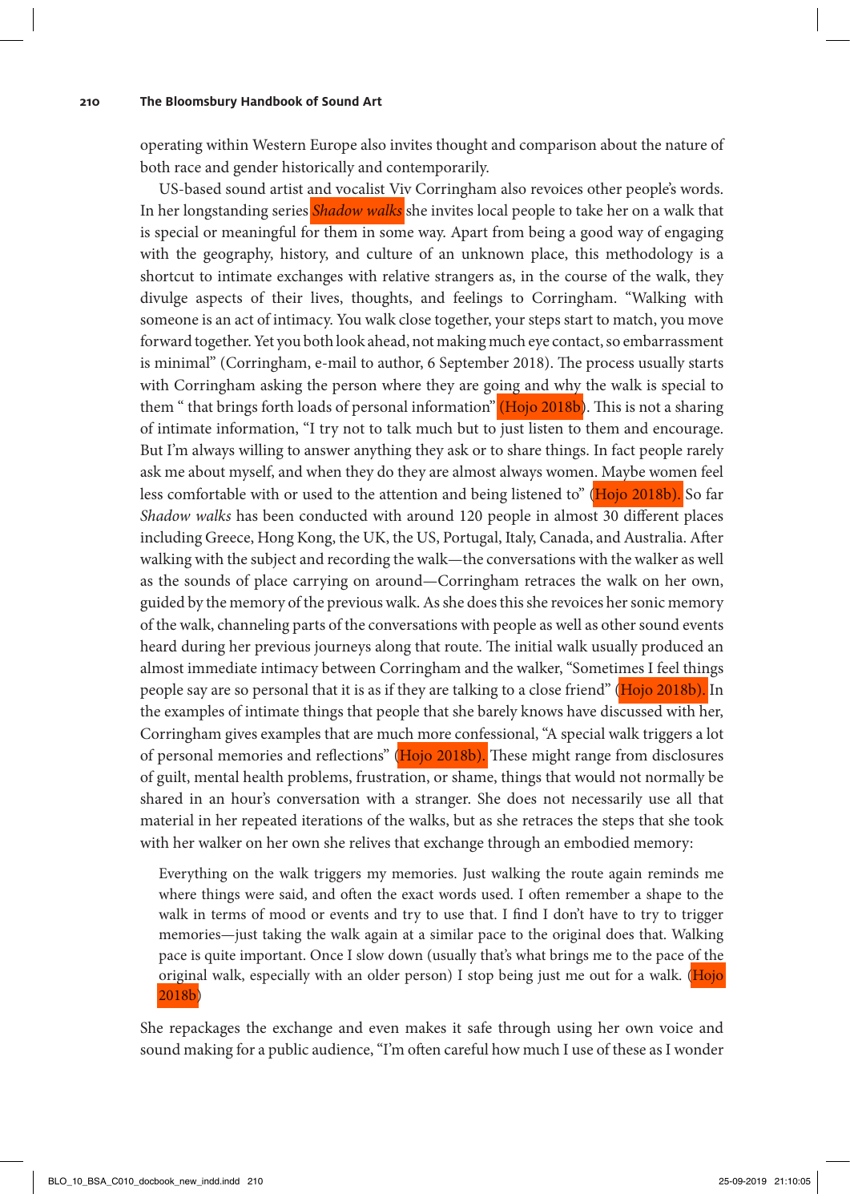operating within Western Europe also invites thought and comparison about the nature of both race and gender historically and contemporarily.

US-based sound artist and vocalist Viv Corringham also revoices other people's words. In her longstanding series *Shadow walks* she invites local people to take her on a walk that is special or meaningful for them in some way. Apart from being a good way of engaging with the geography, history, and culture of an unknown place, this methodology is a shortcut to intimate exchanges with relative strangers as, in the course of the walk, they divulge aspects of their lives, thoughts, and feelings to Corringham. "Walking with someone is an act of intimacy. You walk close together, your steps start to match, you move forward together. Yet you both look ahead, not making much eye contact, so embarrassment is minimal" (Corringham, e-mail to author, 6 September 2018). The process usually starts with Corringham asking the person where they are going and why the walk is special to them " that brings forth loads of personal information" (Hojo 2018b). This is not a sharing of intimate information, "I try not to talk much but to just listen to them and encourage. But I'm always willing to answer anything they ask or to share things. In fact people rarely ask me about myself, and when they do they are almost always women. Maybe women feel less comfortable with or used to the attention and being listened to" (Hojo 2018b). So far *Shadow walks* has been conducted with around 120 people in almost 30 different places including Greece, Hong Kong, the UK, the US, Portugal, Italy, Canada, and Australia. After walking with the subject and recording the walk—the conversations with the walker as well as the sounds of place carrying on around—Corringham retraces the walk on her own, guided by the memory of the previous walk. As she does this she revoices her sonic memory of the walk, channeling parts of the conversations with people as well as other sound events heard during her previous journeys along that route. The initial walk usually produced an almost immediate intimacy between Corringham and the walker, "Sometimes I feel things people say are so personal that it is as if they are talking to a close friend" (Hojo 2018b). In the examples of intimate things that people that she barely knows have discussed with her, Corringham gives examples that are much more confessional, "A special walk triggers a lot of personal memories and reflections" (Hojo 2018b). These might range from disclosures of guilt, mental health problems, frustration, or shame, things that would not normally be shared in an hour's conversation with a stranger. She does not necessarily use all that material in her repeated iterations of the walks, but as she retraces the steps that she took with her walker on her own she relives that exchange through an embodied memory:

> Everything on the walk triggers my memories. Just walking the route again reminds me where things were said, and often the exact words used. I often remember a shape to the walk in terms of mood or events and try to use that. I find I don't have to try to trigger memories—just taking the walk again at a similar pace to the original does that. Walking pace is quite important. Once I slow down (usually that's what brings me to the pace of the original walk, especially with an older person) I stop being just me out for a walk. (Hojo 2018b)

She repackages the exchange and even makes it safe through using her own voice and sound making for a public audience, "I'm often careful how much I use of these as I wonder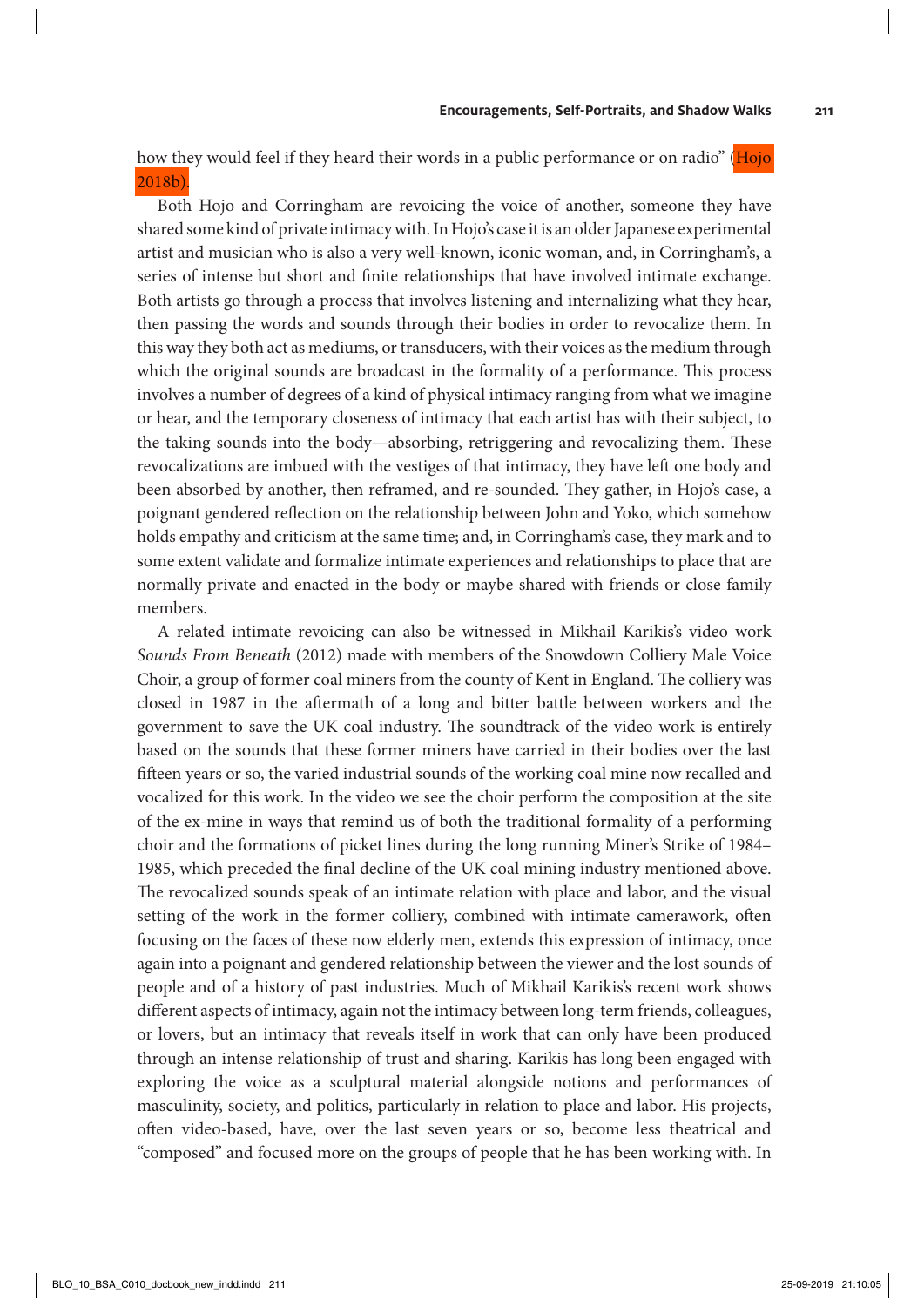how they would feel if they heard their words in a public performance or on radio" (Hojo 2018b).

Both Hojo and Corringham are revoicing the voice of another, someone they have shared some kind of private intimacy with. In Hojo's case it is an older Japanese experimental artist and musician who is also a very well-known, iconic woman, and, in Corringham's, a series of intense but short and finite relationships that have involved intimate exchange. Both artists go through a process that involves listening and internalizing what they hear, then passing the words and sounds through their bodies in order to revocalize them. In this way they both act as mediums, or transducers, with their voices as the medium through which the original sounds are broadcast in the formality of a performance. This process involves a number of degrees of a kind of physical intimacy ranging from what we imagine or hear, and the temporary closeness of intimacy that each artist has with their subject, to the taking sounds into the body—absorbing, retriggering and revocalizing them. These revocalizations are imbued with the vestiges of that intimacy, they have left one body and been absorbed by another, then reframed, and re-sounded. They gather, in Hojo's case, a poignant gendered reflection on the relationship between John and Yoko, which somehow holds empathy and criticism at the same time; and, in Corringham's case, they mark and to some extent validate and formalize intimate experiences and relationships to place that are normally private and enacted in the body or maybe shared with friends or close family members.

A related intimate revoicing can also be witnessed in Mikhail Karikis's video work *Sounds From Beneath* (2012) made with members of the Snowdown Colliery Male Voice Choir, a group of former coal miners from the county of Kent in England. The colliery was closed in 1987 in the aftermath of a long and bitter battle between workers and the government to save the UK coal industry. The soundtrack of the video work is entirely based on the sounds that these former miners have carried in their bodies over the last fifteen years or so, the varied industrial sounds of the working coal mine now recalled and vocalized for this work. In the video we see the choir perform the composition at the site of the ex-mine in ways that remind us of both the traditional formality of a performing choir and the formations of picket lines during the long running Miner's Strike of 1984–1985, which preceded the final decline of the UK coal mining industry mentioned above. The revocalized sounds speak of an intimate relation with place and labor, and the visual setting of the work in the former colliery, combined with intimate camerawork, often focusing on the faces of these now elderly men, extends this expression of intimacy, once again into a poignant and gendered relationship between the viewer and the lost sounds of people and of a history of past industries. Much of Mikhail Karikis's recent work shows different aspects of intimacy, again not the intimacy between long-term friends, colleagues, or lovers, but an intimacy that reveals itself in work that can only have been produced through an intense relationship of trust and sharing. Karikis has long been engaged with exploring the voice as a sculptural material alongside notions and performances of masculinity, society, and politics, particularly in relation to place and labor. His projects, often video-based, have, over the last seven years or so, become less theatrical and "composed" and focused more on the groups of people that he has been working with. In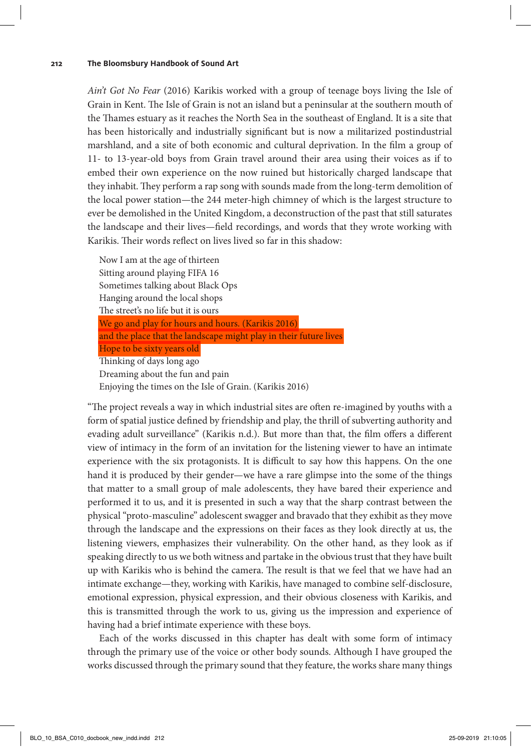*Ain't Got No Fear* (2016) Karikis worked with a group of teenage boys living the Isle of Grain in Kent. The Isle of Grain is not an island but a peninsular at the southern mouth of the Thames estuary as it reaches the North Sea in the southeast of England. It is a site that has been historically and industrially significant but is now a militarized postindustrial marshland, and a site of both economic and cultural deprivation. In the film a group of 11- to 13-year-old boys from Grain travel around their area using their voices as if to embed their own experience on the now ruined but historically charged landscape that they inhabit. They perform a rap song with sounds made from the long-term demolition of the local power station—the 244 meter-high chimney of which is the largest structure to ever be demolished in the United Kingdom, a deconstruction of the past that still saturates the landscape and their lives—field recordings, and words that they wrote working with Karikis. Their words reflect on lives lived so far in this shadow:

> Now I am at the age of thirteen
> Sitting around playing FIFA 16
> Sometimes talking about Black Ops
> Hanging around the local shops
> The street's no life but it is ours
> We go and play for hours and hours. (Karikis 2016)
> and the place that the landscape might play in their future lives
> Hope to be sixty years old
> Thinking of days long ago
> Dreaming about the fun and pain
> Enjoying the times on the Isle of Grain. (Karikis 2016)

"The project reveals a way in which industrial sites are often re-imagined by youths with a form of spatial justice defined by friendship and play, the thrill of subverting authority and evading adult surveillance" (Karikis n.d.). But more than that, the film offers a different view of intimacy in the form of an invitation for the listening viewer to have an intimate experience with the six protagonists. It is difficult to say how this happens. On the one hand it is produced by their gender—we have a rare glimpse into the some of the things that matter to a small group of male adolescents, they have bared their experience and performed it to us, and it is presented in such a way that the sharp contrast between the physical "proto-masculine" adolescent swagger and bravado that they exhibit as they move through the landscape and the expressions on their faces as they look directly at us, the listening viewers, emphasizes their vulnerability. On the other hand, as they look as if speaking directly to us we both witness and partake in the obvious trust that they have built up with Karikis who is behind the camera. The result is that we feel that we have had an intimate exchange—they, working with Karikis, have managed to combine self-disclosure, emotional expression, physical expression, and their obvious closeness with Karikis, and this is transmitted through the work to us, giving us the impression and experience of having had a brief intimate experience with these boys.

Each of the works discussed in this chapter has dealt with some form of intimacy through the primary use of the voice or other body sounds. Although I have grouped the works discussed through the primary sound that they feature, the works share many things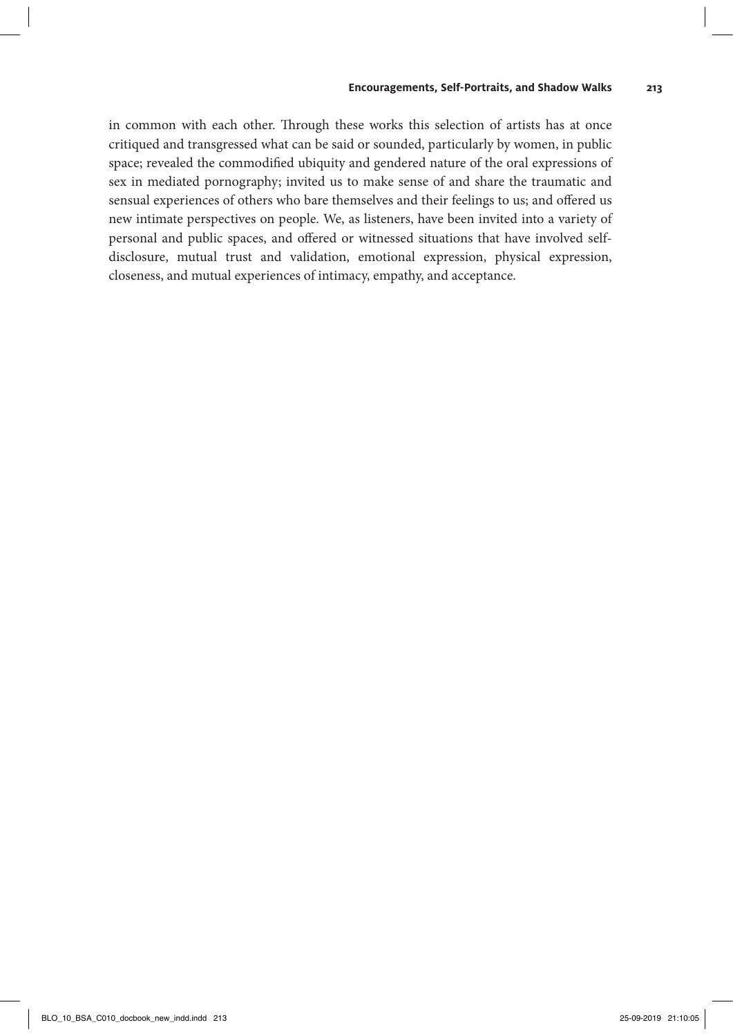in common with each other. Through these works this selection of artists has at once critiqued and transgressed what can be said or sounded, particularly by women, in public space; revealed the commodified ubiquity and gendered nature of the oral expressions of sex in mediated pornography; invited us to make sense of and share the traumatic and sensual experiences of others who bare themselves and their feelings to us; and offered us new intimate perspectives on people. We, as listeners, have been invited into a variety of personal and public spaces, and offered or witnessed situations that have involved self-disclosure, mutual trust and validation, emotional expression, physical expression, closeness, and mutual experiences of intimacy, empathy, and acceptance.